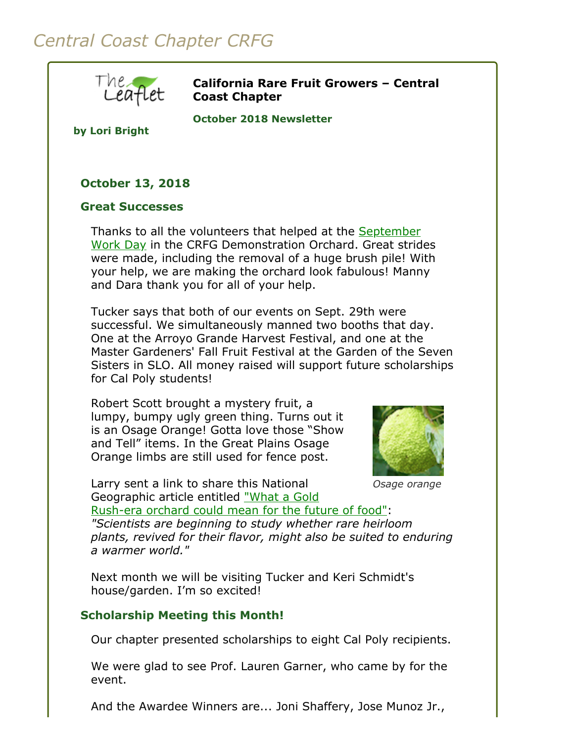# Central Coast Chapter CRFG

**California Rare Fruit Growers – Central Coast Chapter**

**October 2018 Newsletter**

**by Lori Bright**

### October 13, 2018

### Great Successes

Thanks to all the volunteers that helped at the September Work Day in the CRFG Demonstration Orchard. Great strides were made, including the removal of a huge brush pile! With your help, we are making the orchard look fabulous! Manny and Dara thank you for all of your help.

Tucker says that both of our events on Sept. 29th were successful. We simultaneously manned two booths that day. One at the Arroyo Grande Harvest Festival, and one at the Master Gardeners' Fall Fruit Festival at the Garden of the Seven Sisters in SLO. All money raised will support future scholarships for Cal Poly students!

Robert Scott brought a mystery fruit, a lumpy, bumpy ugly green thing. Turns out it is an Osage Orange! Gotta love those "Show and Tell" items. In the Great Plains Osage Orange limbs are still used for fence post.

*Osage orange*

Larry sent a link to share this National Geographic article entitled "What a Gold Rush-era orchard could mean for the future of food": *"Scientists are beginning to study whether rare heirloom plants, revived for their flavor, might also be suited to enduring a warmer world."*

Next month we will be visiting Tucker and Keri Schmidt's house/garden. I'm so excited!

### Scholarship Meeting this Month!

Our chapter presented scholarships to eight Cal Poly recipients.

We were glad to see Prof. Lauren Garner, who came by for the event.

And the Awardee Winners are... Joni Shaffery, Jose Munoz Jr.,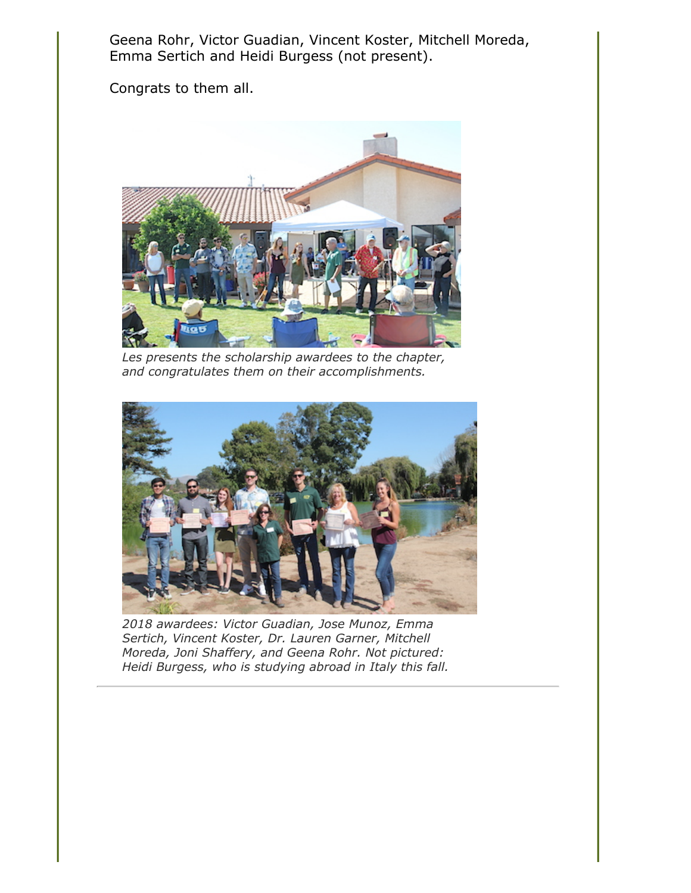Geena Rohr, Victor Guadian, Vincent Koster, Mitchell Moreda, Emma Sertich and Heidi Burgess (not present).

Congrats to them all.

*Les presents the scholarship awardees to the chapter, and congratulates them on their accomplishments.*

*2018 awardees: Victor Guadian, Jose Munoz, Emma Sertich, Vincent Koster, Dr. Lauren Garner, Mitchell Moreda, Joni Shaffery, and Geena Rohr. Not pictured: Heidi Burgess, who is studying abroad in Italy this fall.*

---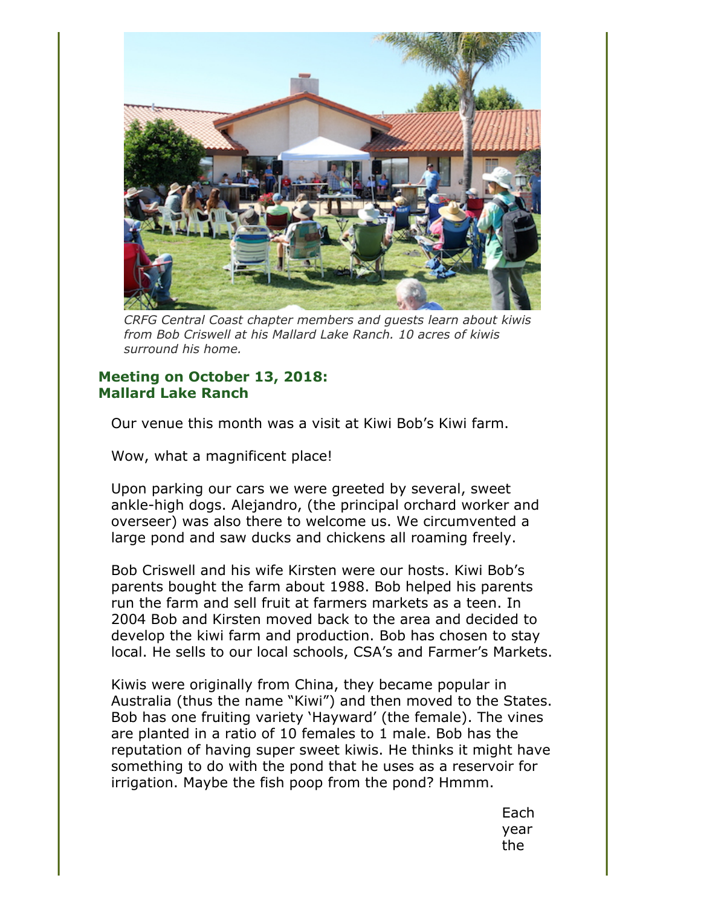*CRFG Central Coast chapter members and guests learn about kiwis from Bob Criswell at his Mallard Lake Ranch. 10 acres of kiwis surround his home.*

### Meeting on October 13, 2018: Mallard Lake Ranch

Our venue this month was a visit at Kiwi Bob's Kiwi farm.

Wow, what a magnificent place!

Upon parking our cars we were greeted by several, sweet ankle-high dogs. Alejandro, (the principal orchard worker and overseer) was also there to welcome us. We circumvented a large pond and saw ducks and chickens all roaming freely.

Bob Criswell and his wife Kirsten were our hosts. Kiwi Bob's parents bought the farm about 1988. Bob helped his parents run the farm and sell fruit at farmers markets as a teen. In 2004 Bob and Kirsten moved back to the area and decided to develop the kiwi farm and production. Bob has chosen to stay local. He sells to our local schools, CSA's and Farmer's Markets.

Kiwis were originally from China, they became popular in Australia (thus the name "Kiwi") and then moved to the States. Bob has one fruiting variety 'Hayward' (the female). The vines are planted in a ratio of 10 females to 1 male. Bob has the reputation of having super sweet kiwis. He thinks it might have something to do with the pond that he uses as a reservoir for irrigation. Maybe the fish poop from the pond? Hmmm.

Each year the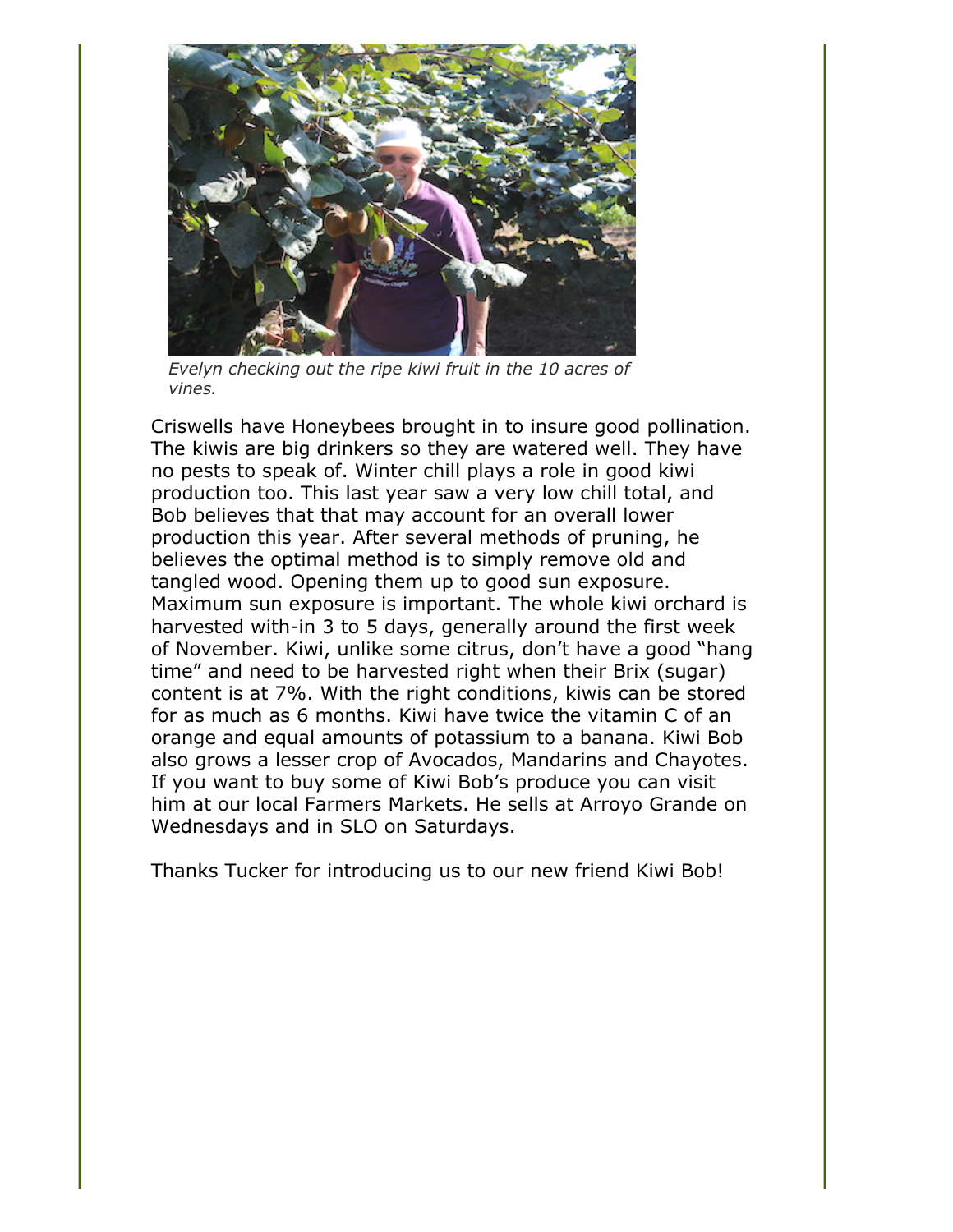*Evelyn checking out the ripe kiwi fruit in the 10 acres of vines.*

Criswells have Honeybees brought in to insure good pollination. The kiwis are big drinkers so they are watered well. They have no pests to speak of. Winter chill plays a role in good kiwi production too. This last year saw a very low chill total, and Bob believes that that may account for an overall lower production this year. After several methods of pruning, he believes the optimal method is to simply remove old and tangled wood. Opening them up to good sun exposure. Maximum sun exposure is important. The whole kiwi orchard is harvested with-in 3 to 5 days, generally around the first week of November. Kiwi, unlike some citrus, don't have a good "hang time" and need to be harvested right when their Brix (sugar) content is at 7%. With the right conditions, kiwis can be stored for as much as 6 months. Kiwi have twice the vitamin C of an orange and equal amounts of potassium to a banana. Kiwi Bob also grows a lesser crop of Avocados, Mandarins and Chayotes. If you want to buy some of Kiwi Bob's produce you can visit him at our local Farmers Markets. He sells at Arroyo Grande on Wednesdays and in SLO on Saturdays.

Thanks Tucker for introducing us to our new friend Kiwi Bob!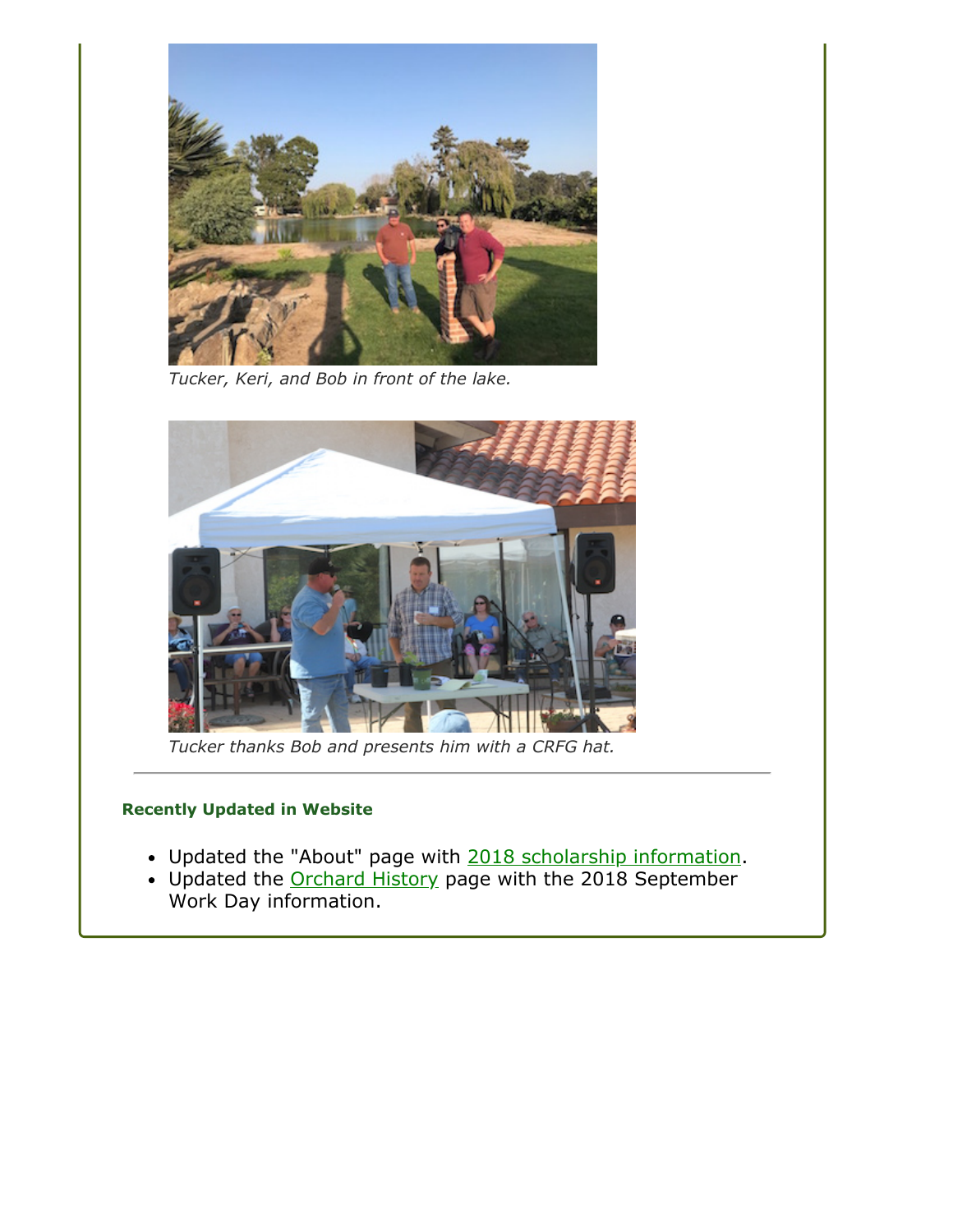*Tucker, Keri, and Bob in front of the lake.*

*Tucker thanks Bob and presents him with a CRFG hat.*

---

**Recently Updated in Website**

- Updated the "About" page with 2018 scholarship information.
- Updated the Orchard History page with the 2018 September Work Day information.